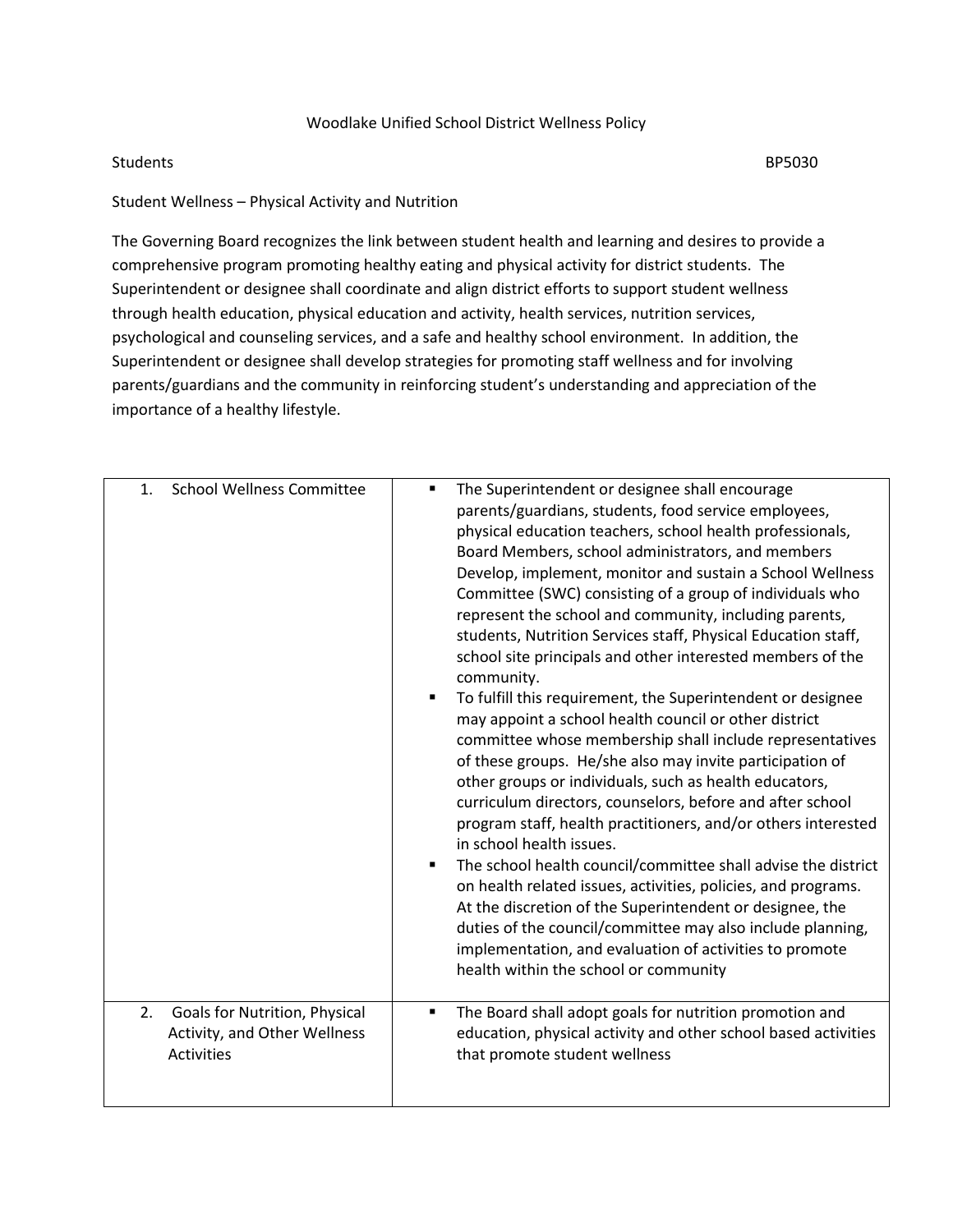# Woodlake Unified School District Wellness Policy

Students BP5030

Student Wellness – Physical Activity and Nutrition

The Governing Board recognizes the link between student health and learning and desires to provide a comprehensive program promoting healthy eating and physical activity for district students. The Superintendent or designee shall coordinate and align district efforts to support student wellness through health education, physical education and activity, health services, nutrition services, psychological and counseling services, and a safe and healthy school environment. In addition, the Superintendent or designee shall develop strategies for promoting staff wellness and for involving parents/guardians and the community in reinforcing student's understanding and appreciation of the importance of a healthy lifestyle.

| | |
|---|---|
| 1. School Wellness Committee | ▪ The Superintendent or designee shall encourage parents/guardians, students, food service employees, physical education teachers, school health professionals, Board Members, school administrators, and members Develop, implement, monitor and sustain a School Wellness Committee (SWC) consisting of a group of individuals who represent the school and community, including parents, students, Nutrition Services staff, Physical Education staff, school site principals and other interested members of the community.<br>▪ To fulfill this requirement, the Superintendent or designee may appoint a school health council or other district committee whose membership shall include representatives of these groups. He/she also may invite participation of other groups or individuals, such as health educators, curriculum directors, counselors, before and after school program staff, health practitioners, and/or others interested in school health issues.<br>▪ The school health council/committee shall advise the district on health related issues, activities, policies, and programs. At the discretion of the Superintendent or designee, the duties of the council/committee may also include planning, implementation, and evaluation of activities to promote health within the school or community |
| 2. Goals for Nutrition, Physical Activity, and Other Wellness Activities | ▪ The Board shall adopt goals for nutrition promotion and education, physical activity and other school based activities that promote student wellness |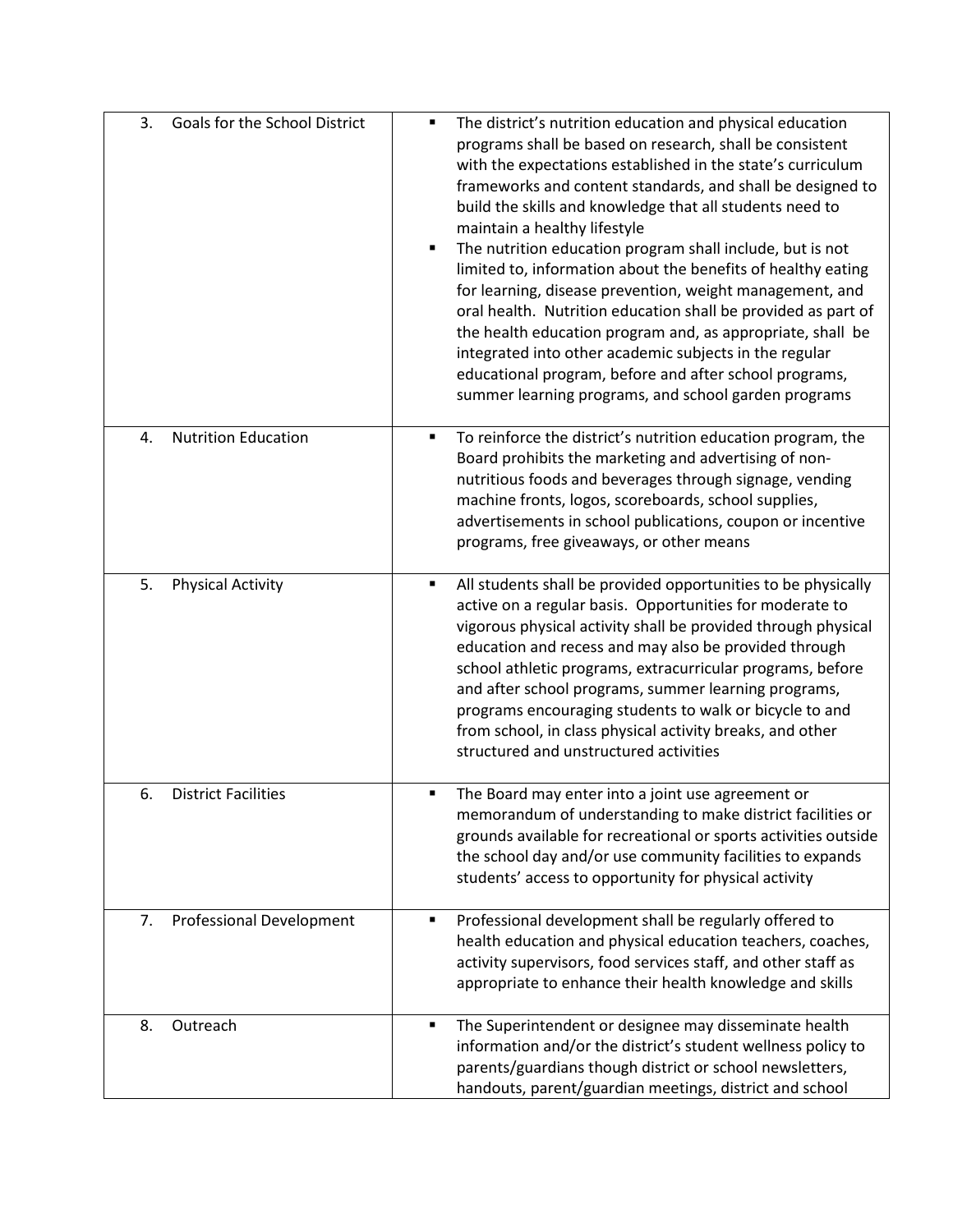| | |
|---|---|
| 3. Goals for the School District | ▪ The district's nutrition education and physical education programs shall be based on research, shall be consistent with the expectations established in the state's curriculum frameworks and content standards, and shall be designed to build the skills and knowledge that all students need to maintain a healthy lifestyle<br>▪ The nutrition education program shall include, but is not limited to, information about the benefits of healthy eating for learning, disease prevention, weight management, and oral health. Nutrition education shall be provided as part of the health education program and, as appropriate, shall be integrated into other academic subjects in the regular educational program, before and after school programs, summer learning programs, and school garden programs |
| 4. Nutrition Education | ▪ To reinforce the district's nutrition education program, the Board prohibits the marketing and advertising of non-nutritious foods and beverages through signage, vending machine fronts, logos, scoreboards, school supplies, advertisements in school publications, coupon or incentive programs, free giveaways, or other means |
| 5. Physical Activity | ▪ All students shall be provided opportunities to be physically active on a regular basis. Opportunities for moderate to vigorous physical activity shall be provided through physical education and recess and may also be provided through school athletic programs, extracurricular programs, before and after school programs, summer learning programs, programs encouraging students to walk or bicycle to and from school, in class physical activity breaks, and other structured and unstructured activities |
| 6. District Facilities | ▪ The Board may enter into a joint use agreement or memorandum of understanding to make district facilities or grounds available for recreational or sports activities outside the school day and/or use community facilities to expands students' access to opportunity for physical activity |
| 7. Professional Development | ▪ Professional development shall be regularly offered to health education and physical education teachers, coaches, activity supervisors, food services staff, and other staff as appropriate to enhance their health knowledge and skills |
| 8. Outreach | ▪ The Superintendent or designee may disseminate health information and/or the district's student wellness policy to parents/guardians though district or school newsletters, handouts, parent/guardian meetings, district and school |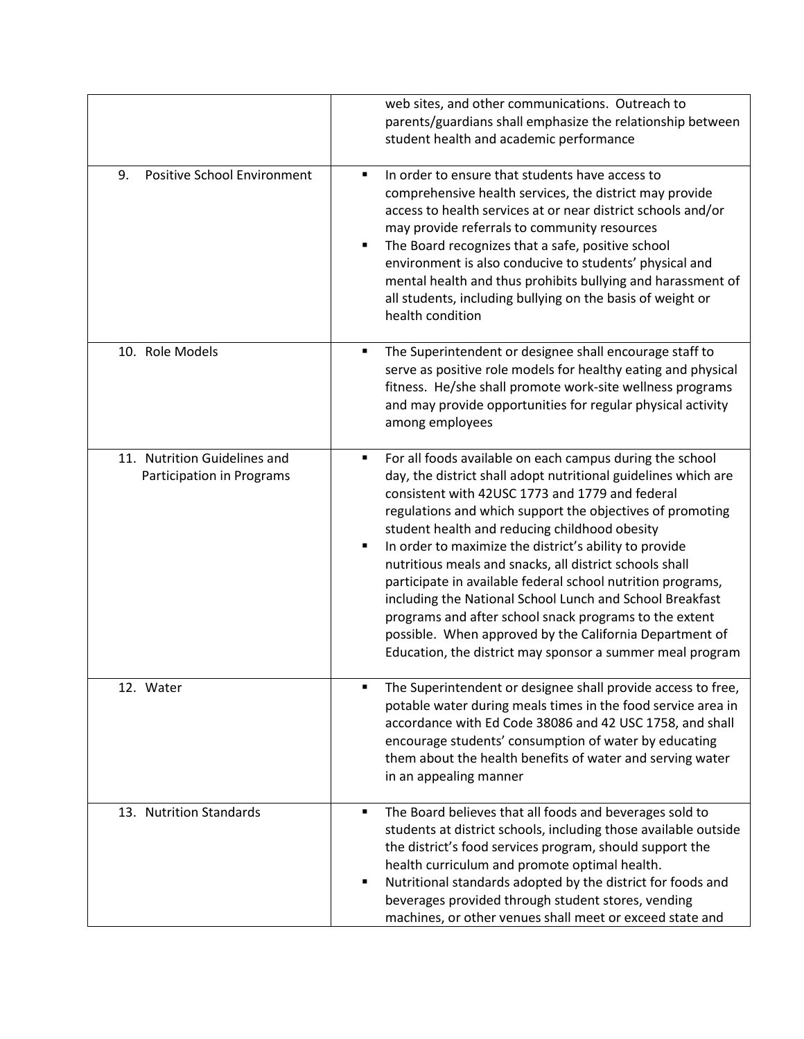| | |
|---|---|
| | web sites, and other communications. Outreach to parents/guardians shall emphasize the relationship between student health and academic performance |
| 9. Positive School Environment | ▪ In order to ensure that students have access to comprehensive health services, the district may provide access to health services at or near district schools and/or may provide referrals to community resources<br>▪ The Board recognizes that a safe, positive school environment is also conducive to students' physical and mental health and thus prohibits bullying and harassment of all students, including bullying on the basis of weight or health condition |
| 10. Role Models | ▪ The Superintendent or designee shall encourage staff to serve as positive role models for healthy eating and physical fitness. He/she shall promote work-site wellness programs and may provide opportunities for regular physical activity among employees |
| 11. Nutrition Guidelines and Participation in Programs | ▪ For all foods available on each campus during the school day, the district shall adopt nutritional guidelines which are consistent with 42USC 1773 and 1779 and federal regulations and which support the objectives of promoting student health and reducing childhood obesity<br>▪ In order to maximize the district's ability to provide nutritious meals and snacks, all district schools shall participate in available federal school nutrition programs, including the National School Lunch and School Breakfast programs and after school snack programs to the extent possible. When approved by the California Department of Education, the district may sponsor a summer meal program |
| 12. Water | ▪ The Superintendent or designee shall provide access to free, potable water during meals times in the food service area in accordance with Ed Code 38086 and 42 USC 1758, and shall encourage students' consumption of water by educating them about the health benefits of water and serving water in an appealing manner |
| 13. Nutrition Standards | ▪ The Board believes that all foods and beverages sold to students at district schools, including those available outside the district's food services program, should support the health curriculum and promote optimal health.<br>▪ Nutritional standards adopted by the district for foods and beverages provided through student stores, vending machines, or other venues shall meet or exceed state and |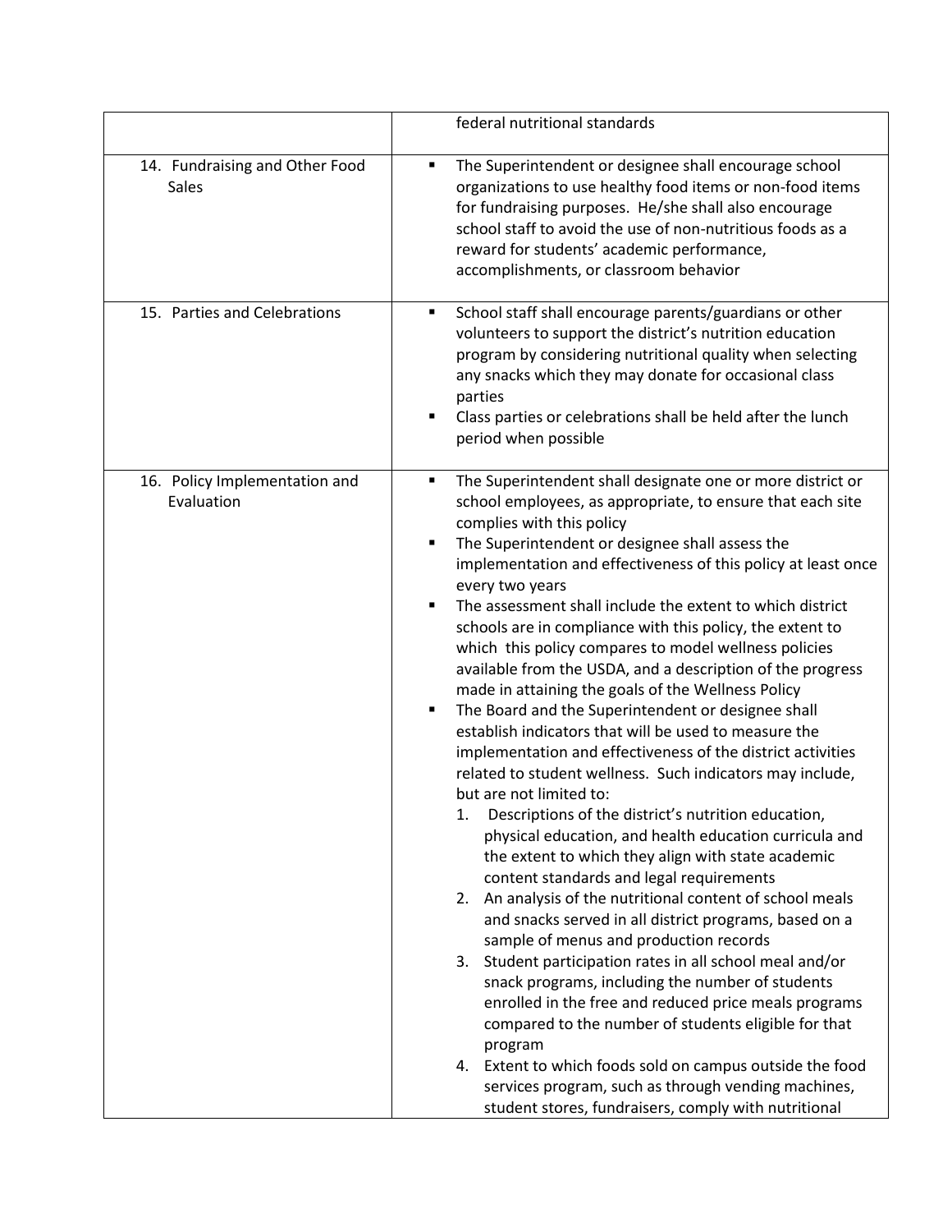| | |
|---|---|
| | federal nutritional standards |
| 14. Fundraising and Other Food Sales | ▪ The Superintendent or designee shall encourage school organizations to use healthy food items or non-food items for fundraising purposes. He/she shall also encourage school staff to avoid the use of non-nutritious foods as a reward for students' academic performance, accomplishments, or classroom behavior |
| 15. Parties and Celebrations | ▪ School staff shall encourage parents/guardians or other volunteers to support the district's nutrition education program by considering nutritional quality when selecting any snacks which they may donate for occasional class parties<br>▪ Class parties or celebrations shall be held after the lunch period when possible |
| 16. Policy Implementation and Evaluation | ▪ The Superintendent shall designate one or more district or school employees, as appropriate, to ensure that each site complies with this policy<br>▪ The Superintendent or designee shall assess the implementation and effectiveness of this policy at least once every two years<br>▪ The assessment shall include the extent to which district schools are in compliance with this policy, the extent to which this policy compares to model wellness policies available from the USDA, and a description of the progress made in attaining the goals of the Wellness Policy<br>▪ The Board and the Superintendent or designee shall establish indicators that will be used to measure the implementation and effectiveness of the district activities related to student wellness. Such indicators may include, but are not limited to:<br>1. Descriptions of the district's nutrition education, physical education, and health education curricula and the extent to which they align with state academic content standards and legal requirements<br>2. An analysis of the nutritional content of school meals and snacks served in all district programs, based on a sample of menus and production records<br>3. Student participation rates in all school meal and/or snack programs, including the number of students enrolled in the free and reduced price meals programs compared to the number of students eligible for that program<br>4. Extent to which foods sold on campus outside the food services program, such as through vending machines, student stores, fundraisers, comply with nutritional |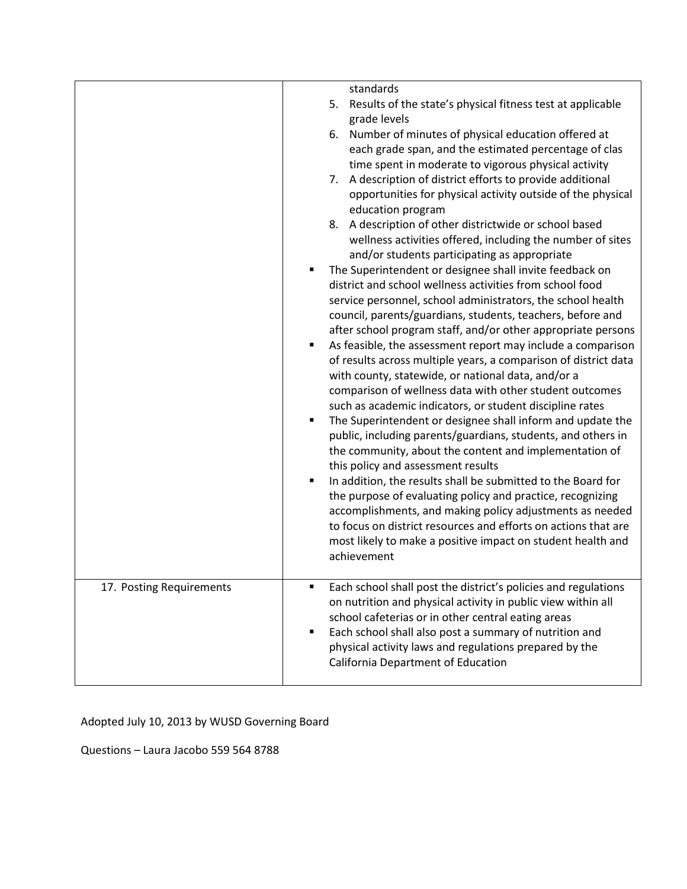| | |
|---|---|
| | standards<br>5. Results of the state's physical fitness test at applicable grade levels<br>6. Number of minutes of physical education offered at each grade span, and the estimated percentage of clas time spent in moderate to vigorous physical activity<br>7. A description of district efforts to provide additional opportunities for physical activity outside of the physical education program<br>8. A description of other districtwide or school based wellness activities offered, including the number of sites and/or students participating as appropriate<br>▪ The Superintendent or designee shall invite feedback on district and school wellness activities from school food service personnel, school administrators, the school health council, parents/guardians, students, teachers, before and after school program staff, and/or other appropriate persons<br>▪ As feasible, the assessment report may include a comparison of results across multiple years, a comparison of district data with county, statewide, or national data, and/or a comparison of wellness data with other student outcomes such as academic indicators, or student discipline rates<br>▪ The Superintendent or designee shall inform and update the public, including parents/guardians, students, and others in the community, about the content and implementation of this policy and assessment results<br>▪ In addition, the results shall be submitted to the Board for the purpose of evaluating policy and practice, recognizing accomplishments, and making policy adjustments as needed to focus on district resources and efforts on actions that are most likely to make a positive impact on student health and achievement |
| 17. Posting Requirements | ▪ Each school shall post the district's policies and regulations on nutrition and physical activity in public view within all school cafeterias or in other central eating areas<br>▪ Each school shall also post a summary of nutrition and physical activity laws and regulations prepared by the California Department of Education |

Adopted July 10, 2013 by WUSD Governing Board

Questions – Laura Jacobo 559 564 8788